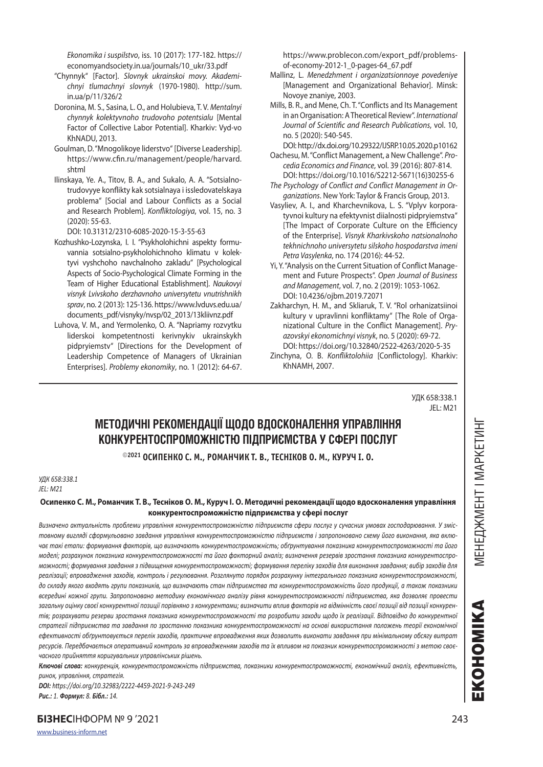*Ekonomika i suspilstvo*, iss. 10 (2017): 177-182. https://economyandsociety.in.ua/journals/10_ukr/33.pdf

"Chynnyk" [Factor]. *Slovnyk ukrainskoi movy. Akademichnyi tlumachnyi slovnyk* (1970-1980). http://sum.in.ua/p/11/326/2

Doronina, M. S., Sasina, L. O., and Holubieva, T. V. *Mentalnyi chynnyk kolektyvnoho trudovoho potentsialu* [Mental Factor of Collective Labor Potential]. Kharkiv: Vyd-vo KhNADU, 2013.

Goulman, D. "Mnogolikoye liderstvo" [Diverse Leadership]. https://www.cfin.ru/management/people/harvard.shtml

Ilinskaya, Ye. A., Titov, B. A., and Sukalo, A. A. "Sotsialno-trudovyye konflikty kak sotsialnaya i issledovatelskaya problema" [Social and Labour Conflicts as a Social and Research Problem]. *Konfliktologiya*, vol. 15, no. 3 (2020): 55-63.
DOI: 10.31312/2310-6085-2020-15-3-55-63

Kozhushko-Lozynska, I. I. "Psykholohichni aspekty formuvannia sotsialno-psykholohichnoho klimatu v kolektyvi vyshchoho navchalnoho zakladu" [Psychological Aspects of Socio-Psychological Climate Forming in the Team of Higher Educational Establishment]. *Naukovyi visnyk Lvivskoho derzhavnoho universytetu vnutrishnikh sprav*, no. 2 (2013): 125-136. https://www.lvduvs.edu.ua/documents_pdf/visnyky/nvsp/02_2013/13kliivnz.pdf

Luhova, V. M., and Yermolenko, O. A. "Napriamy rozvytku liderskoi kompetentnosti kerivnykiv ukrainskykh pidpryiemstv" [Directions for the Development of Leadership Competence of Managers of Ukrainian Enterprises]. *Problemy ekonomiky*, no. 1 (2012): 64-67. https://www.problecon.com/export_pdf/problems-of-economy-2012-1_0-pages-64_67.pdf

Mallinz, L. *Menedzhment i organizatsionnoye povedeniye* [Management and Organizational Behavior]. Minsk: Novoye znaniye, 2003.

Mills, B. R., and Mene, Ch. T. "Conflicts and Its Management in an Organisation: A Theoretical Review". *International Journal of Scientific and Research Publications*, vol. 10, no. 5 (2020): 540-545.
DOI: http://dx.doi.org/10.29322/IJSRP.10.05.2020.p10162

Oachesu, M. "Conflict Management, a New Challenge". *Procedia Economics and Finance*, vol. 39 (2016): 807-814.
DOI: https://doi.org/10.1016/S2212-5671(16)30255-6

*The Psychology of Conflict and Conflict Management in Organizations*. New York: Taylor & Francis Group, 2013.

Vasyliev, A. I., and Kharchevnikova, L. S. "Vplyv korporatyvnoi kultury na efektyvnist diialnosti pidpryiemstva" [The Impact of Corporate Culture on the Efficiency of the Enterprise]. *Visnyk Kharkivskoho natsionalnoho tekhnichnoho universytetu silskoho hospodarstva imeni Petra Vasylenka*, no. 174 (2016): 44-52.

Yi, Y. "Analysis on the Current Situation of Conflict Management and Future Prospects". *Open Journal of Business and Management*, vol. 7, no. 2 (2019): 1053-1062.
DOI: 10.4236/ojbm.2019.72071

Zakharchyn, H. M., and Skliaruk, T. V. "Rol orhanizatsiinoi kultury v upravlinni konfliktamy" [The Role of Organizational Culture in the Conflict Management]. *Pryazovskyi ekonomichnyi visnyk*, no. 5 (2020): 69-72.
DOI: https://doi.org/10.32840/2522-4263/2020-5-35

Zinchyna, O. B. *Konfliktolohiia* [Conflictology]. Kharkiv: KhNAMH, 2007.

---

УДК 658:338.1
JEL: M21

# МЕТОДИЧНІ РЕКОМЕНДАЦІЇ ЩОДО ВДОСКОНАЛЕННЯ УПРАВЛІННЯ КОНКУРЕНТОСПРОМОЖНІСТЮ ПІДПРИЄМСТВА У СФЕРІ ПОСЛУГ

©2021 **ОСИПЕНКО С. М., РОМАНЧИК Т. В., ТЕСНІКОВ О. М., КУРУЧ І. О.**

*УДК 658:338.1*
*JEL: M21*

**Осипенко С. М., Романчик Т. В., Тесніков О. М., Куруч І. О. Методичні рекомендації щодо вдосконалення управління конкурентоспроможністю підприємства у сфері послуг**

*Визначено актуальність проблеми управління конкурентоспроможністю підприємств сфери послуг у сучасних умовах господарювання. У змістовному вигляді сформульовано завдання управління конкурентоспроможністю підприємств і запропоновано схему його виконання, яка включає такі етапи: формування факторів, що визначають конкурентоспроможність; обґрунтування показника конкурентоспроможності та його моделі; розрахунок показника конкурентоспроможності та його факторний аналіз; визначення резервів зростання показника конкурентоспроможності; формування завдання з підвищення конкурентоспроможності; формування переліку заходів для виконання завдання; вибір заходів для реалізації; впровадження заходів, контроль і регулювання. Розглянуто порядок розрахунку інтегрального показника конкурентоспроможності, до складу якого входять групи показників, що визначають стан підприємства та конкурентоспроможність його продукції, а також показники всередині кожної групи. Запропоновано методику економічного аналізу рівня конкурентоспроможності підприємства, яка дозволяє провести загальну оцінку своєї конкурентної позиції порівняно з конкурентами; визначити вплив факторів на відмінність своєї позиції від позиції конкурентів; розрахувати резерви зростання показника конкурентоспроможності та розробити заходи щодо їх реалізації. Відповідно до конкурентної стратегії підприємства та завдання по зростанню показника конкурентоспроможності на основі використання положень теорії економічної ефективності обґрунтовується перелік заходів, практичне впровадження яких дозволить виконати завдання при мінімальному обсягу витрат ресурсів. Передбачається оперативний контроль за впровадженням заходів та їх впливом на показник конкурентоспроможності з метою своєчасного прийняття коригувальних управлінських рішень.*

***Ключові слова:*** *конкуренція, конкурентоспроможність підприємства, показники конкурентоспроможності, економічний аналіз, ефективність, ринок, управління, стратегія.*

***DOI:*** *https://doi.org/10.32983/2222-4459-2021-9-243-249*

***Рис.:*** *1.* ***Формул:*** *8.* ***Бібл.:*** *14.*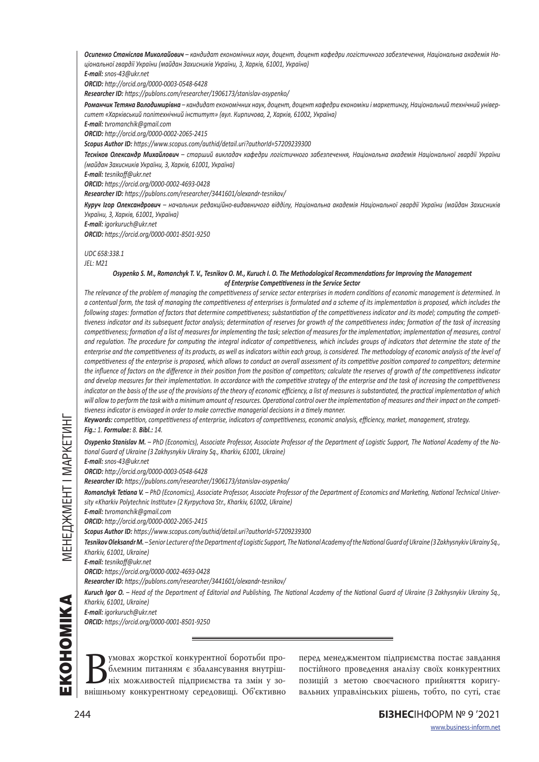***Осипенко Станіслав Миколайович*** *– кандидат економічних наук, доцент, доцент кафедри логістичного забезпечення, Національна академія Національної гвардії України (майдан Захисників України, 3, Харків, 61001, Україна)*

***E-mail:*** *snos-43@ukr.net*

***ORCID:*** *http://orcid.org/0000-0003-0548-6428*

***Researcher ID:*** *https://publons.com/researcher/1906173/stanislav-osypenko/*

***Романчик Тетяна Володимирівна*** *– кандидат економічних наук, доцент, доцент кафедри економіки і маркетингу, Національний технічний університет «Харківський політехнічний інститут» (вул. Кирпичова, 2, Харків, 61002, Україна)*

***E-mail:*** *tvromanchik@gmail.com*

***ORCID:*** *http://orcid.org/0000-0002-2065-2415*

***Scopus Author ID:*** *https://www.scopus.com/authid/detail.uri?authorId=57209239300*

***Тесніков Олександр Михайлович*** *– старший викладач кафедри логістичного забезпечення, Національна академія Національної гвардії України (майдан Захисників України, 3, Харків, 61001, Україна)*

***E-mail:*** *tesnikoff@ukr.net*

***ORCID:*** *https://orcid.org/0000-0002-4693-0428*

***Researcher ID:*** *https://publons.com/researcher/3441601/olexandr-tesnikov/*

***Куруч Ігор Олександрович*** *– начальник редакційно-видавничого відділу, Національна академія Національної гвардії України (майдан Захисників України, 3, Харків, 61001, Україна)*

***E-mail:*** *igorkuruch@ukr.net*

***ORCID:*** *https://orcid.org/0000-0001-8501-9250*

*UDC 658:338.1*
*JEL: M21*

***Osypenko S. M., Romanchyk T. V., Tesnikov O. M., Kuruch I. O. The Methodological Recommendations for Improving the Management of Enterprise Competitiveness in the Service Sector***

*The relevance of the problem of managing the competitiveness of service sector enterprises in modern conditions of economic management is determined. In a contentual form, the task of managing the competitiveness of enterprises is formulated and a scheme of its implementation is proposed, which includes the following stages: formation of factors that determine competitiveness; substantiation of the competitiveness indicator and its model; computing the competitiveness indicator and its subsequent factor analysis; determination of reserves for growth of the competitiveness index; formation of the task of increasing competitiveness; formation of a list of measures for implementing the task; selection of measures for the implementation; implementation of measures, control and regulation. The procedure for computing the integral indicator of competitiveness, which includes groups of indicators that determine the state of the enterprise and the competitiveness of its products, as well as indicators within each group, is considered. The methodology of economic analysis of the level of competitiveness of the enterprise is proposed, which allows to conduct an overall assessment of its competitive position compared to competitors; determine the influence of factors on the difference in their position from the position of competitors; calculate the reserves of growth of the competitiveness indicator and develop measures for their implementation. In accordance with the competitive strategy of the enterprise and the task of increasing the competitiveness indicator on the basis of the use of the provisions of the theory of economic efficiency, a list of measures is substantiated, the practical implementation of which will allow to perform the task with a minimum amount of resources. Operational control over the implementation of measures and their impact on the competitiveness indicator is envisaged in order to make corrective managerial decisions in a timely manner.*

***Keywords:*** *competition, competitiveness of enterprise, indicators of competitiveness, economic analysis, efficiency, market, management, strategy.*

***Fig.:*** *1.* ***Formulae:*** *8.* ***Bibl.:*** *14.*

***Osypenko Stanislav M.*** *– PhD (Economics), Associate Professor, Associate Professor of the Department of Logistic Support, The National Academy of the National Guard of Ukraine (3 Zakhysnykiv Ukrainy Sq., Kharkiv, 61001, Ukraine)*

***E-mail:*** *snos-43@ukr.net*

***ORCID:*** *http://orcid.org/0000-0003-0548-6428*

***Researcher ID:*** *https://publons.com/researcher/1906173/stanislav-osypenko/*

***Romanchyk Tetiana V.*** *– PhD (Economics), Associate Professor, Associate Professor of the Department of Economics and Marketing, National Technical University «Kharkiv Polytechnic Institute» (2 Kyrpychova Str., Kharkiv, 61002, Ukraine)*

***E-mail:*** *tvromanchik@gmail.com*

***ORCID:*** *http://orcid.org/0000-0002-2065-2415*

***Scopus Author ID:*** *https://www.scopus.com/authid/detail.uri?authorId=57209239300*

***Tesnikov Oleksandr M.*** *– Senior Lecturer of the Department of Logistic Support, The National Academy of the National Guard of Ukraine (3 Zakhysnykiv Ukrainy Sq., Kharkiv, 61001, Ukraine)*

***E-mail:*** *tesnikoff@ukr.net*

***ORCID:*** *https://orcid.org/0000-0002-4693-0428*

***Researcher ID:*** *https://publons.com/researcher/3441601/olexandr-tesnikov/*

***Kuruch Igor O.*** *– Head of the Department of Editorial and Publishing, The National Academy of the National Guard of Ukraine (3 Zakhysnykiv Ukrainy Sq., Kharkiv, 61001, Ukraine)*

***E-mail:*** *igorkuruch@ukr.net*

***ORCID:*** *https://orcid.org/0000-0001-8501-9250*

---

В умовах жорсткої конкурентної боротьби проблемним питанням є збалансування внутрішніх можливостей підприємства та змін у зовнішньому конкурентному середовищі. Об'єктивно перед менеджментом підприємства постає завдання постійного проведення аналізу своїх конкурентних позицій з метою своєчасного прийняття коригувальних управлінських рішень, тобто, по суті, стає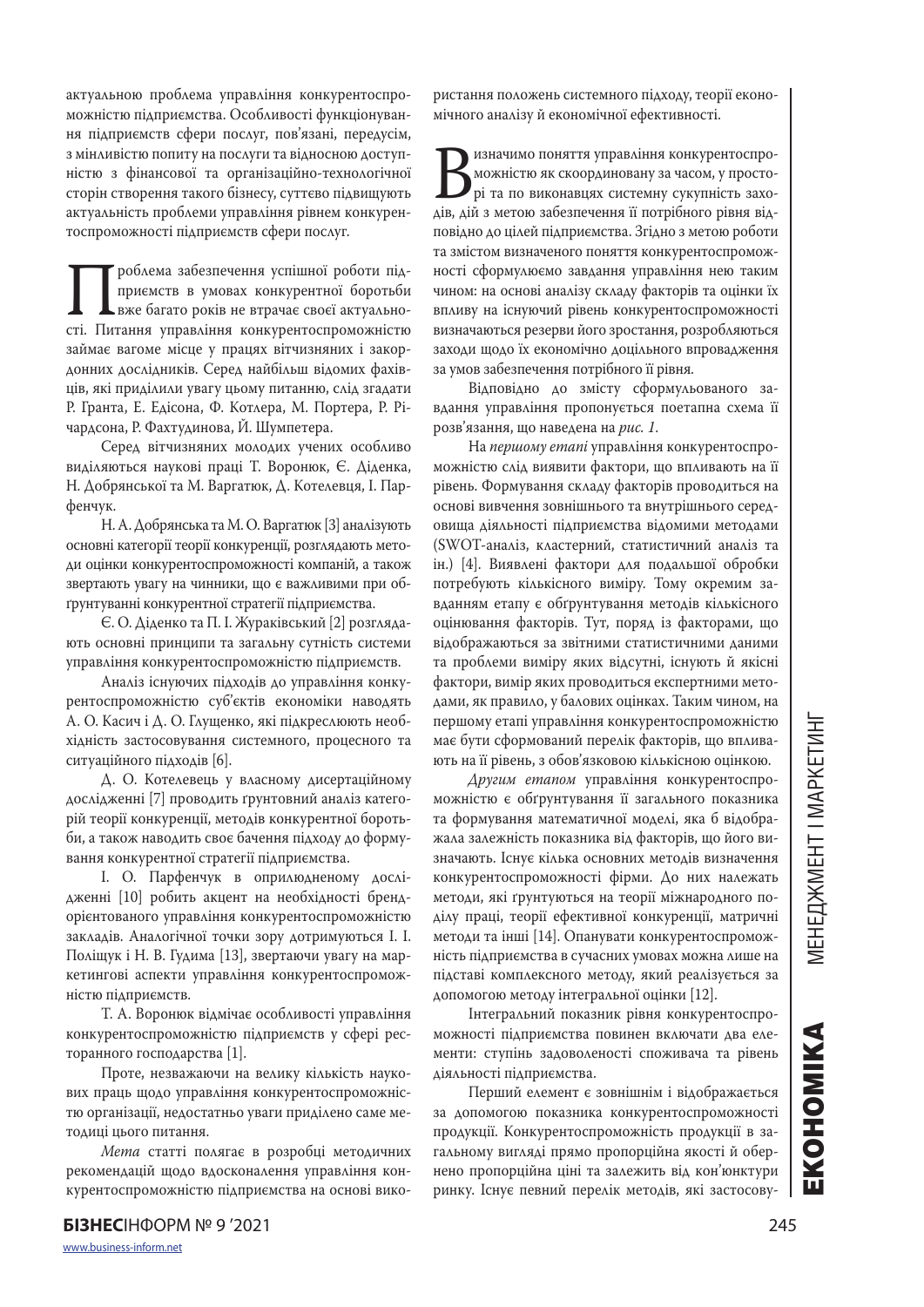актуальною проблема управління конкурентоспроможністю підприємства. Особливості функціонування підприємств сфери послуг, пов'язані, передусім, з мінливістю попиту на послуги та відносною доступністю з фінансової та організаційно-технологічної сторін створення такого бізнесу, суттєво підвищують актуальність проблеми управління рівнем конкурентоспроможності підприємств сфери послуг.

Проблема забезпечення успішної роботи підприємств в умовах конкурентної боротьби вже багато років не втрачає своєї актуальності. Питання управління конкурентоспроможністю займає вагоме місце у працях вітчизняних і закордонних дослідників. Серед найбільш відомих фахівців, які приділили увагу цьому питанню, слід згадати Р. Гранта, Е. Едісона, Ф. Котлера, М. Портера, Р. Річардсона, Р. Фахтудинова, Й. Шумпетера.

Серед вітчизняних молодих учених особливо виділяються наукові праці Т. Воронюк, Є. Діденка, Н. Добрянської та М. Варгатюк, Д. Котелевця, І. Парфенчук.

Н. А. Добрянська та М. О. Варгатюк [3] аналізують основні категорії теорії конкуренції, розглядають методи оцінки конкурентоспроможності компаній, а також звертають увагу на чинники, що є важливими при обґрунтуванні конкурентної стратегії підприємства.

Є. О. Діденко та П. І. Жураківський [2] розглядають основні принципи та загальну сутність системи управління конкурентоспроможністю підприємств.

Аналіз існуючих підходів до управління конкурентоспроможністю суб'єктів економіки наводять А. О. Касич і Д. О. Глущенко, які підкреслюють необхідність застосовування системного, процесного та ситуаційного підходів [6].

Д. О. Котелевець у власному дисертаційному дослідженні [7] проводить ґрунтовний аналіз категорій теорії конкуренції, методів конкурентної боротьби, а також наводить своє бачення підходу до формування конкурентної стратегії підприємства.

І. О. Парфенчук в оприлюдненому дослідженні [10] робить акцент на необхідності брендорієнтованого управління конкурентоспроможністю закладів. Аналогічної точки зору дотримуються І. І. Поліщук і Н. В. Гудима [13], звертаючи увагу на маркетингові аспекти управління конкурентоспроможністю підприємств.

Т. А. Воронюк відмічає особливості управління конкурентоспроможністю підприємств у сфері ресторанного господарства [1].

Проте, незважаючи на велику кількість наукових праць щодо управління конкурентоспроможністю організації, недостатньо уваги приділено саме методиці цього питання.

*Мета* статті полягає в розробці методичних рекомендацій щодо вдосконалення управління конкурентоспроможністю підприємства на основі використання положень системного підходу, теорії економічного аналізу й економічної ефективності.

Визначимо поняття управління конкурентоспроможністю як скоординовану за часом, у просторі та по виконавцях системну сукупність заходів, дій з метою забезпечення її потрібного рівня відповідно до цілей підприємства. Згідно з метою роботи та змістом визначеного поняття конкурентоспроможності сформулюємо завдання управління нею таким чином: на основі аналізу складу факторів та оцінки їх впливу на існуючий рівень конкурентоспроможності визначаються резерви його зростання, розробляються заходи щодо їх економічно доцільного впровадження за умов забезпечення потрібного її рівня.

Відповідно до змісту сформульованого завдання управління пропонується поетапна схема її розв'язання, що наведена на *рис. 1*.

На *першому етапі* управління конкурентоспроможністю слід виявити фактори, що впливають на її рівень. Формування складу факторів проводиться на основі вивчення зовнішнього та внутрішнього середовища діяльності підприємства відомими методами (SWOT-аналіз, кластерний, статистичний аналіз та ін.) [4]. Виявлені фактори для подальшої обробки потребують кількісного виміру. Тому окремим завданням етапу є обґрунтування методів кількісного оцінювання факторів. Тут, поряд із факторами, що відображаються за звітними статистичними даними та проблеми виміру яких відсутні, існують й якісні фактори, вимір яких проводиться експертними методами, як правило, у балових оцінках. Таким чином, на першому етапі управління конкурентоспроможністю має бути сформований перелік факторів, що впливають на її рівень, з обов'язковою кількісною оцінкою.

*Другим етапом* управління конкурентоспроможністю є обґрунтування її загального показника та формування математичної моделі, яка б відображала залежність показника від факторів, що його визначають. Існує кілька основних методів визначення конкурентоспроможності фірми. До них належать методи, які ґрунтуються на теорії міжнародного поділу праці, теорії ефективної конкуренції, матричні методи та інші [14]. Опанувати конкурентоспроможність підприємства в сучасних умовах можна лише на підставі комплексного методу, який реалізується за допомогою методу інтегральної оцінки [12].

Інтегральний показник рівня конкурентоспроможності підприємства повинен включати два елементи: ступінь задоволеності споживача та рівень діяльності підприємства.

Перший елемент є зовнішнім і відображається за допомогою показника конкурентоспроможності продукції. Конкурентоспроможність продукції в загальному вигляді прямо пропорційна якості й обернено пропорційна ціні та залежить від кон'юнктури ринку. Існує певний перелік методів, які застосову-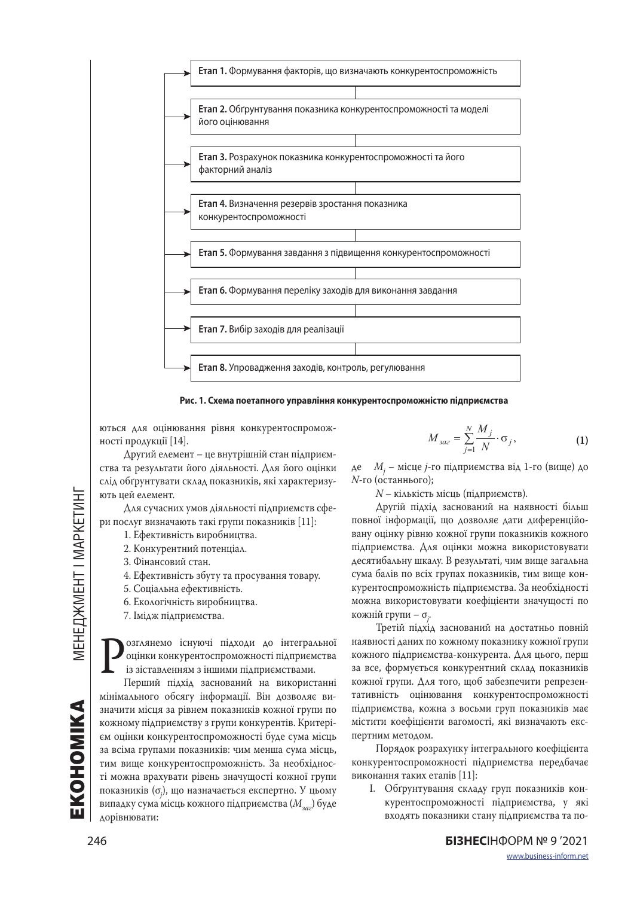Етап 1. Формування факторів, що визначають конкурентоспроможність

Етап 2. Обґрунтування показника конкурентоспроможності та моделі його оцінювання

Етап 3. Розрахунок показника конкурентоспроможності та його факторний аналіз

Етап 4. Визначення резервів зростання показника конкурентоспроможності

Етап 5. Формування завдання з підвищення конкурентоспроможності

Етап 6. Формування переліку заходів для виконання завдання

Етап 7. Вибір заходів для реалізації

Етап 8. Упровадження заходів, контроль, регулювання

**Рис. 1. Схема поетапного управління конкурентоспроможністю підприємства**

ються для оцінювання рівня конкурентоспроможності продукції [14].

Другий елемент – це внутрішній стан підприємства та результати його діяльності. Для його оцінки слід обґрунтувати склад показників, які характеризують цей елемент.

Для сучасних умов діяльності підприємств сфери послуг визначають такі групи показників [11]:

1. Ефективність виробництва.
2. Конкурентний потенціал.
3. Фінансовий стан.
4. Ефективність збуту та просування товару.
5. Соціальна ефективність.
6. Екологічність виробництва.
7. Імідж підприємства.

Розглянемо існуючі підходи до інтегральної оцінки конкурентоспроможності підприємства із зіставленням з іншими підприємствами.

Перший підхід заснований на використанні мінімального обсягу інформації. Він дозволяє визначити місця за рівнем показників кожної групи по кожному підприємству з групи конкурентів. Критерієм оцінки конкурентоспроможності буде сума місць за всіма групами показників: чим менша сума місць, тим вище конкурентоспроможність. За необхідності можна врахувати рівень значущості кожної групи показників ($\sigma_j$), що назначається експертно. У цьому випадку сума місць кожного підприємства ($M_{заг}$) буде дорівнювати:

$$M_{заг} = \sum_{j=1}^{N} \frac{M_j}{N} \cdot \sigma_j, \qquad (1)$$

де $M_j$ – місце $j$-го підприємства від 1-го (вище) до $N$-го (останнього);

$N$ – кількість місць (підприємств).

Другій підхід заснований на наявності більш повної інформації, що дозволяє дати диференційовану оцінку рівню кожної групи показників кожного підприємства. Для оцінки можна використовувати десятибальну шкалу. В результаті, чим вище загальна сума балів по всіх групах показників, тим вище конкурентоспроможність підприємства. За необхідності можна використовувати коефіцієнти значущості по кожній групі – $\sigma_j$.

Третій підхід заснований на достатньо повній наявності даних по кожному показнику кожної групи кожного підприємства-конкурента. Для цього, перш за все, формується конкурентний склад показників кожної групи. Для того, щоб забезпечити репрезентативність оцінювання конкурентоспроможності підприємства, кожна з восьми груп показників має містити коефіцієнти вагомості, які визначають експертним методом.

Порядок розрахунку інтегрального коефіцієнта конкурентоспроможності підприємства передбачає виконання таких етапів [11]:

I. Обґрунтування складу груп показників конкурентоспроможності підприємства, у які входять показники стану підприємства та по-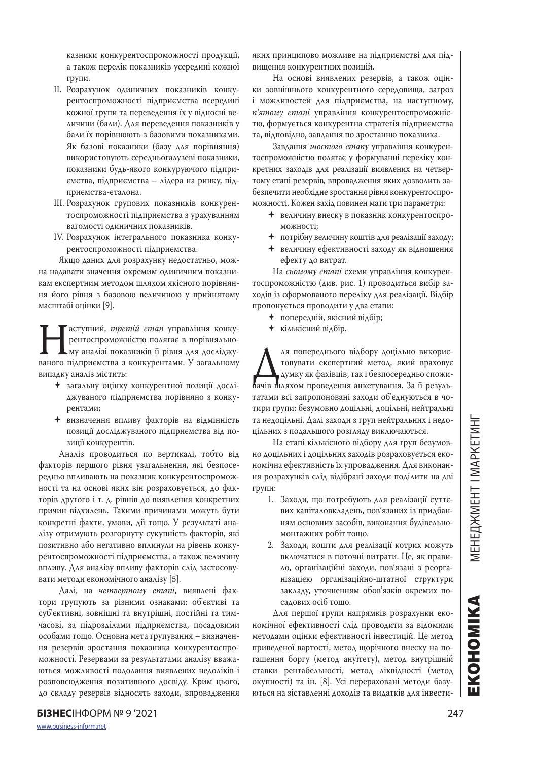казники конкурентоспроможності продукції, а також перелік показників усередині кожної групи.

II. Розрахунок одиничних показників конкурентоспроможності підприємства всередині кожної групи та переведення їх у відносні величини (бали). Для переведення показників у бали їх порівнюють з базовими показниками. Як базові показники (базу для порівняння) використовують середньогалузеві показники, показники будь-якого конкуруючого підприємства, підприємства – лідера на ринку, підприємства-еталона.

III. Розрахунок групових показників конкурентоспроможності підприємства з урахуванням вагомості одиничних показників.

IV. Розрахунок інтегрального показника конкурентоспроможності підприємства.

Якщо даних для розрахунку недостатньо, можна надавати значення окремим одиничним показникам експертним методом шляхом якісного порівняння його рівня з базовою величиною у прийнятому масштабі оцінки [9].

Наступний, *третій етап* управління конкурентоспроможністю полягає в порівняльному аналізі показників її рівня для досліджуваного підприємства з конкурентами. У загальному випадку аналіз містить:

- загальну оцінку конкурентної позиції досліджуваного підприємства порівняно з конкурентами;
- визначення впливу факторів на відмінність позиції досліджуваного підприємства від позиції конкурентів.

Аналіз проводиться по вертикалі, тобто від факторів першого рівня узагальнення, які безпосередньо впливають на показник конкурентоспроможності та на основі яких він розраховується, до факторів другого і т. д. рівнів до виявлення конкретних причин відхилень. Такими причинами можуть бути конкретні факти, умови, дії тощо. У результаті аналізу отримують розгорнуту сукупність факторів, які позитивно або негативно вплинули на рівень конкурентоспроможності підприємства, а також величину впливу. Для аналізу впливу факторів слід застосовувати методи економічного аналізу [5].

Далі, на *четвертому етапі*, виявлені фактори групують за різними ознаками: об'єктиві та суб'єктивні, зовнішні та внутрішні, постійні та тимчасові, за підрозділами підприємства, посадовими особами тощо. Основна мета групування – визначення резервів зростання показника конкурентоспроможності. Резервами за результатами аналізу вважаються можливості подолання виявлених недоліків і розповсюдження позитивного досвіду. Крим цього, до складу резервів відносять заходи, впровадження яких принципово можливе на підприємстві для підвищення конкурентних позицій.

На основі виявлених резервів, а також оцінки зовнішнього конкурентного середовища, загроз і можливостей для підприємства, на наступному, *п'ятому етапі* управління конкурентоспроможністю, формується конкурентна стратегія підприємства та, відповідно, завдання по зростанню показника.

Завдання *шостого етапу* управління конкурентоспроможністю полягає у формуванні переліку конкретних заходів для реалізації виявлених на четвертому етапі резервів, впровадження яких дозволить забезпечити необхідне зростання рівня конкурентоспроможності. Кожен захід повинен мати три параметри:

- величину внеску в показник конкурентоспроможності;
- потрібну величину коштів для реалізації заходу;
- величину ефективності заходу як відношення ефекту до витрат.

На *сьомому етапі* схеми управління конкурентоспроможністю (див. рис. 1) проводиться вибір заходів із сформованого переліку для реалізації. Відбір пропонується проводити у два етапи:

- попередній, якісний відбір;
- кількісний відбір.

Для попереднього відбору доцільно використовувати експертний метод, який враховує думку як фахівців, так і безпосередньо споживачів шляхом проведення анкетування. За її результатами всі запропоновані заходи об'єднуються в чотири групи: безумовно доцільні, доцільні, нейтральні та недоцільні. Далі заходи з груп нейтральних і недоцільних з подальшого розгляду виключаються.

На етапі кількісного відбору для груп безумовно доцільних і доцільних заходів розраховується економічна ефективність їх упровадження. Для виконання розрахунків слід відібрані заходи поділити на дві групи:

1. Заходи, що потребують для реалізації суттєвих капіталовкладень, пов'язаних із придбанням основних засобів, виконання будівельно-монтажних робіт тощо.
2. Заходи, кошти для реалізації котрих можуть включатися в поточні витрати. Це, як правило, організаційні заходи, пов'язані з реорганізацією організаційно-штатної структури закладу, уточненням обов'язків окремих посадових осіб тощо.

Для першої групи напрямків розрахунки економічної ефективності слід проводити за відомими методами оцінки ефективності інвестицій. Це метод приведеної вартості, метод щорічного внеску на погашення боргу (метод ануїтету), метод внутрішній ставки рентабельності, метод ліквідності (метод окупності) та ін. [8]. Усі перераховані методи базуються на зіставленні доходів та видатків для інвести-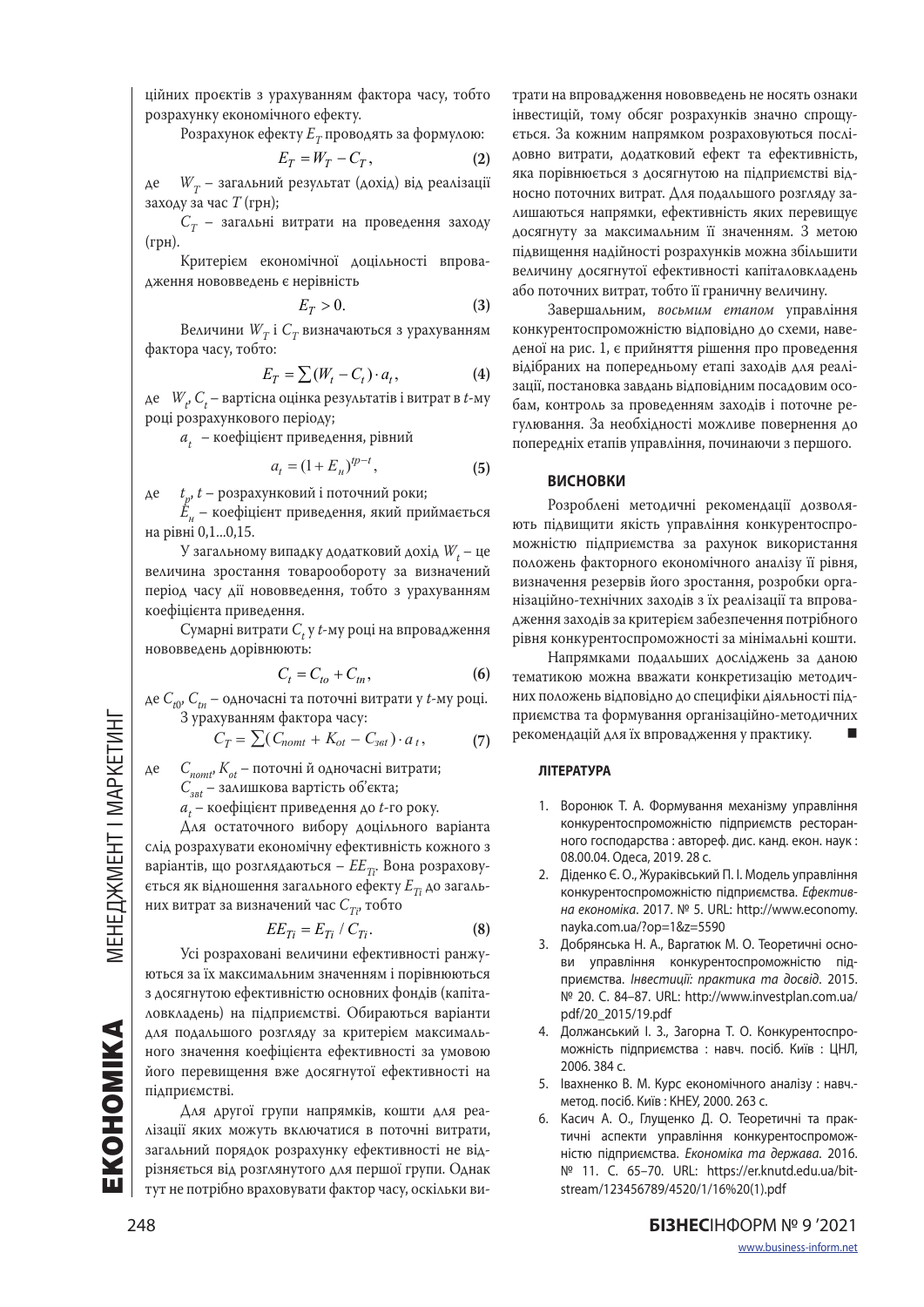ційних проєктів з урахуванням фактора часу, тобто розрахунку економічного ефекту.

Розрахунок ефекту $E_T$ проводять за формулою:

$$E_T = W_T - C_T, \tag{2}$$

де $W_T$ – загальний результат (дохід) від реалізації заходу за час $T$ (грн);

$C_T$ – загальні витрати на проведення заходу (грн).

Критерієм економічної доцільності впровадження нововведень є нерівність

$$E_T > 0. \tag{3}$$

Величини $W_T$ і $C_T$ визначаються з урахуванням фактора часу, тобто:

$$E_T = \sum (W_t - C_t) \cdot a_t, \tag{4}$$

де $W_t$, $C_t$ – вартісна оцінка результатів і витрат в $t$-му році розрахункового періоду;

$a_t$ – коефіцієнт приведення, рівний

$$a_t = (1 + E_н)^{tp-t}, \tag{5}$$

де $t_p$, $t$ – розрахунковий і поточний роки;

$E_н$ – коефіцієнт приведення, який приймається на рівні 0,1...0,15.

У загальному випадку додатковий дохід $W_t$ – це величина зростання товарообороту за визначений період часу дії нововведення, тобто з урахуванням коефіцієнта приведення.

Сумарні витрати $C_t$ у $t$-му році на впровадження нововведень дорівнюють:

$$C_t = C_{to} + C_{tn}, \tag{6}$$

де $C_{t0}$, $C_{tn}$ – одночасні та поточні витрати у $t$-му році.

З урахуванням фактора часу:

$$C_T = \sum (C_{nomt} + K_{ot} - C_{звt}) \cdot a_t, \tag{7}$$

де $C_{nomt}$, $K_{ot}$ – поточні й одночасні витрати;

$C_{звt}$ – залишкова вартість об'єкта;

$a_t$ – коефіцієнт приведення до $t$-го року.

Для остаточного вибору доцільного варіанта слід розрахувати економічну ефективність кожного з варіантів, що розглядаються – $EE_{Ti}$. Вона розраховується як відношення загального ефекту $E_{Ti}$ до загальних витрат за визначений час $C_{Ti}$, тобто

$$EE_{Ti} = E_{Ti} / C_{Ti}. \tag{8}$$

Усі розраховані величини ефективності ранжуються за їх максимальним значенням і порівнюються з досягнутою ефективністю основних фондів (капіталовкладень) на підприємстві. Обираються варіанти для подальшого розгляду за критерієм максимального значення коефіцієнта ефективності за умовою його перевищення вже досягнутої ефективності на підприємстві.

Для другої групи напрямків, кошти для реалізації яких можуть включатися в поточні витрати, загальний порядок розрахунку ефективності не відрізняється від розглянутого для першої групи. Однак тут не потрібно враховувати фактор часу, оскільки витрати на впровадження нововведень не носять ознаки інвестицій, тому обсяг розрахунків значно спрощується. За кожним напрямком розраховуються послідовно витрати, додатковий ефект та ефективність, яка порівнюється з досягнутою на підприємстві відносно поточних витрат. Для подальшого розгляду залишаються напрямки, ефективність яких перевищує досягнуту за максимальним її значенням. З метою підвищення надійності розрахунків можна збільшити величину досягнутої ефективності капіталовкладень або поточних витрат, тобто її граничну величину.

Завершальним, *восьмим етапом* управління конкурентоспроможністю відповідно до схеми, наведеної на рис. 1, є прийняття рішення про проведення відібраних на попередньому етапі заходів для реалізації, постановка завдань відповідним посадовим особам, контроль за проведенням заходів і поточне регулювання. За необхідності можливе повернення до попередніх етапів управління, починаючи з першого.

## ВИСНОВКИ

Розроблені методичні рекомендації дозволяють підвищити якість управління конкурентоспроможністю підприємства за рахунок використання положень факторного економічного аналізу її рівня, визначення резервів його зростання, розробки організаційно-технічних заходів з їх реалізації та впровадження заходів за критерієм забезпечення потрібного рівня конкурентоспроможності за мінімальні кошти.

Напрямками подальших досліджень за даною тематикою можна вважати конкретизацію методичних положень відповідно до специфіки діяльності підприємства та формування організаційно-методичних рекомендацій для їх впровадження у практику. ■

### ЛІТЕРАТУРА

1. Воронюк Т. А. Формування механізму управління конкурентоспроможністю підприємств ресторанного господарства : автореф. дис. канд. екон. наук : 08.00.04. Одеса, 2019. 28 с.
2. Діденко Є. О., Жураківський П. І. Модель управління конкурентоспроможністю підприємства. *Ефективна економіка*. 2017. № 5. URL: http://www.economy.nayka.com.ua/?op=1&z=5590
3. Добрянська Н. А., Варгатюк М. О. Теоретичні основи управління конкурентоспроможністю підприємства. *Інвестиції: практика та досвід*. 2015. № 20. С. 84–87. URL: http://www.investplan.com.ua/pdf/20_2015/19.pdf
4. Должанський І. З., Загорна Т. О. Конкурентоспроможність підприємства : навч. посіб. Київ : ЦНЛ, 2006. 384 с.
5. Івахненко В. М. Курс економічного аналізу : навч.-метод. посіб. Київ : КНЕУ, 2000. 263 с.
6. Касич А. О., Глущенко Д. О. Теоретичні та практичні аспекти управління конкурентоспроможністю підприємства. *Економіка та держава*. 2016. № 11. С. 65–70. URL: https://er.knutd.edu.ua/bitstream/123456789/4520/1/16%20(1).pdf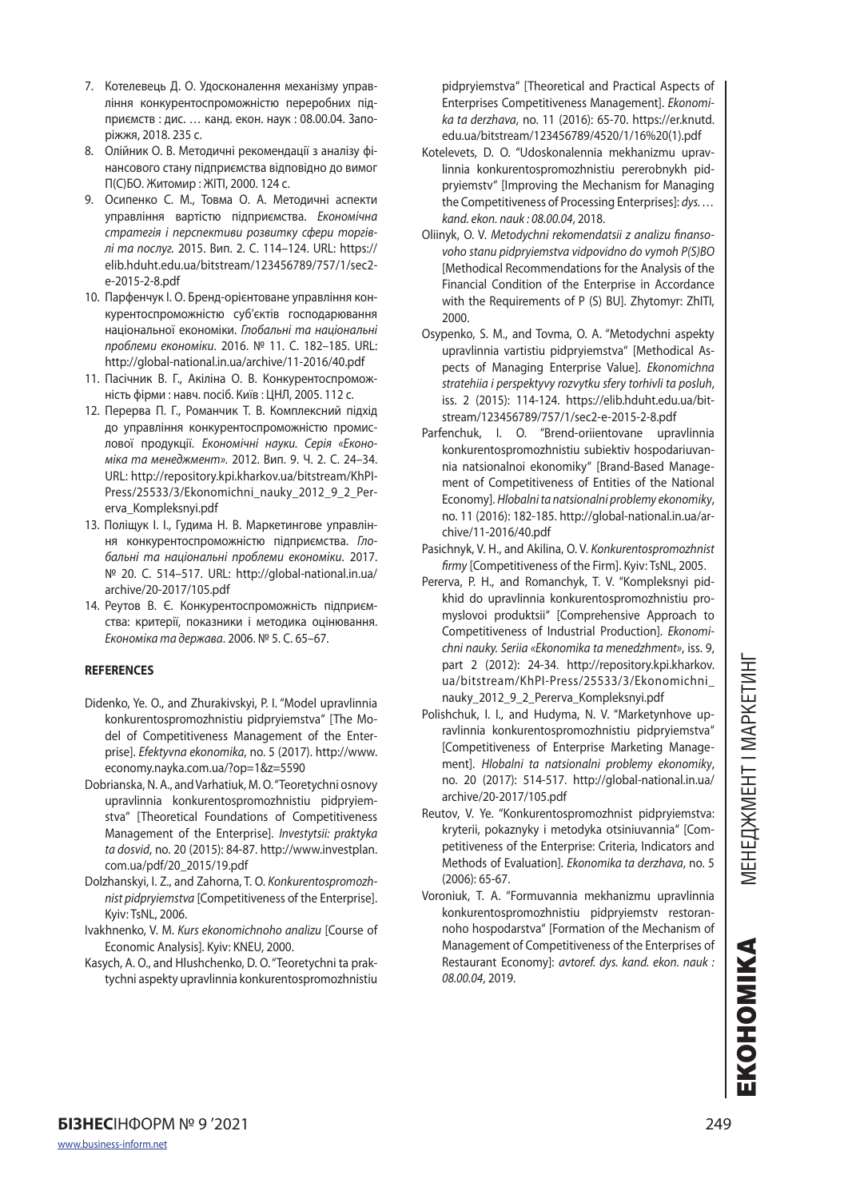7. Котелевець Д. О. Удосконалення механізму управління конкурентоспроможністю переробних підприємств : дис. … канд. екон. наук : 08.00.04. Запоріжжя, 2018. 235 с.
8. Олійник О. В. Методичні рекомендації з аналізу фінансового стану підприємства відповідно до вимог П(С)БО. Житомир : ЖІТІ, 2000. 124 с.
9. Осипенко С. М., Товма О. А. Методичні аспекти управління вартістю підприємства. *Економічна стратегія і перспективи розвитку сфери торгівлі та послуг*. 2015. Вип. 2. С. 114–124. URL: https://elib.hduht.edu.ua/bitstream/123456789/757/1/sec2-e-2015-2-8.pdf
10. Парфенчук І. О. Бренд-орієнтоване управління конкурентоспроможністю суб'єктів господарювання національної економіки. *Глобальні та національні проблеми економіки*. 2016. № 11. С. 182–185. URL: http://global-national.in.ua/archive/11-2016/40.pdf
11. Пасічник В. Г., Акіліна О. В. Конкурентоспроможність фірми : навч. посіб. Київ : ЦНЛ, 2005. 112 с.
12. Перерва П. Г., Романчик Т. В. Комплексний підхід до управління конкурентоспроможністю промислової продукції. *Економічні науки. Серія «Економіка та менеджмент»*. 2012. Вип. 9. Ч. 2. С. 24–34. URL: http://repository.kpi.kharkov.ua/bitstream/KhPI-Press/25533/3/Ekonomichni_nauky_2012_9_2_Pererva_Kompleksnyi.pdf
13. Поліщук І. І., Гудима Н. В. Маркетингове управління конкурентоспроможністю підприємства. *Глобальні та національні проблеми економіки*. 2017. № 20. С. 514–517. URL: http://global-national.in.ua/archive/20-2017/105.pdf
14. Реутов В. Є. Конкурентоспроможність підприємства: критерії, показники і методика оцінювання. *Економіка та держава*. 2006. № 5. С. 65–67.

**REFERENCES**

Didenko, Ye. O., and Zhurakivskyi, P. I. "Model upravlinnia konkurentospromozhnistiu pidpryiemstva" [The Model of Competitiveness Management of the Enterprise]. *Efektyvna ekonomika*, no. 5 (2017). http://www.economy.nayka.com.ua/?op=1&z=5590

Dobrianska, N. A., and Varhatiuk, M. O. "Teoretychni osnovy upravlinnia konkurentospromozhnistiu pidpryiemstva" [Theoretical Foundations of Competitiveness Management of the Enterprise]. *Investytsii: praktyka ta dosvid*, no. 20 (2015): 84-87. http://www.investplan.com.ua/pdf/20_2015/19.pdf

Dolzhanskyi, I. Z., and Zahorna, T. O. *Konkurentospromozhnist pidpryiemstva* [Competitiveness of the Enterprise]. Kyiv: TsNL, 2006.

Ivakhnenko, V. M. *Kurs ekonomichnoho analizu* [Course of Economic Analysis]. Kyiv: KNEU, 2000.

Kasych, A. O., and Hlushchenko, D. O. "Teoretychni ta praktychni aspekty upravlinnia konkurentospromozhnistiu pidpryiemstva" [Theoretical and Practical Aspects of Enterprises Competitiveness Management]. *Ekonomika ta derzhava*, no. 11 (2016): 65-70. https://er.knutd.edu.ua/bitstream/123456789/4520/1/16%20(1).pdf

Kotelevets, D. O. "Udoskonalennia mekhanizmu upravlinnia konkurentospromozhnistiu pererobnykh pidpryiemstv" [Improving the Mechanism for Managing the Competitiveness of Processing Enterprises]: *dys. … kand. ekon. nauk : 08.00.04*, 2018.

Oliinyk, O. V. *Metodychni rekomendatsii z analizu finansovoho stanu pidpryiemstva vidpovidno do vymoh P(S)BO* [Methodical Recommendations for the Analysis of the Financial Condition of the Enterprise in Accordance with the Requirements of P (S) BU]. Zhytomyr: ZhITI, 2000.

Osypenko, S. M., and Tovma, O. A. "Metodychni aspekty upravlinnia vartistiu pidpryiemstva" [Methodical Aspects of Managing Enterprise Value]. *Ekonomichna stratehiia i perspektyvy rozvytku sfery torhivli ta posluh*, iss. 2 (2015): 114-124. https://elib.hduht.edu.ua/bitstream/123456789/757/1/sec2-e-2015-2-8.pdf

Parfenchuk, I. O. "Brend-oriientovane upravlinnia konkurentospromozhnistiu subiektiv hospodariuvannia natsionalnoi ekonomiky" [Brand-Based Management of Competitiveness of Entities of the National Economy]. *Hlobalni ta natsionalni problemy ekonomiky*, no. 11 (2016): 182-185. http://global-national.in.ua/archive/11-2016/40.pdf

Pasichnyk, V. H., and Akilina, O. V. *Konkurentospromozhnist firmy* [Competitiveness of the Firm]. Kyiv: TsNL, 2005.

Pererva, P. H., and Romanchyk, T. V. "Kompleksnyi pidkhid do upravlinnia konkurentospromozhnistiu promyslovoi produktsii" [Comprehensive Approach to Competitiveness of Industrial Production]. *Ekonomichni nauky. Seriia «Ekonomika ta menedzhment»*, iss. 9, part 2 (2012): 24-34. http://repository.kpi.kharkov.ua/bitstream/KhPI-Press/25533/3/Ekonomichni_nauky_2012_9_2_Pererva_Kompleksnyi.pdf

Polishchuk, I. I., and Hudyma, N. V. "Marketynhove upravlinnia konkurentospromozhnistiu pidpryiemstva" [Competitiveness of Enterprise Marketing Management]. *Hlobalni ta natsionalni problemy ekonomiky*, no. 20 (2017): 514-517. http://global-national.in.ua/archive/20-2017/105.pdf

Reutov, V. Ye. "Konkurentospromozhnist pidpryiemstva: kryterii, pokaznyky i metodyka otsiniuvannia" [Competitiveness of the Enterprise: Criteria, Indicators and Methods of Evaluation]. *Ekonomika ta derzhava*, no. 5 (2006): 65-67.

Voroniuk, T. A. "Formuvannia mekhanizmu upravlinnia konkurentospromozhnistiu pidpryiemstv restorannoho hospodarstva" [Formation of the Mechanism of Management of Competitiveness of the Enterprises of Restaurant Economy]: *avtoref. dys. kand. ekon. nauk : 08.00.04*, 2019.